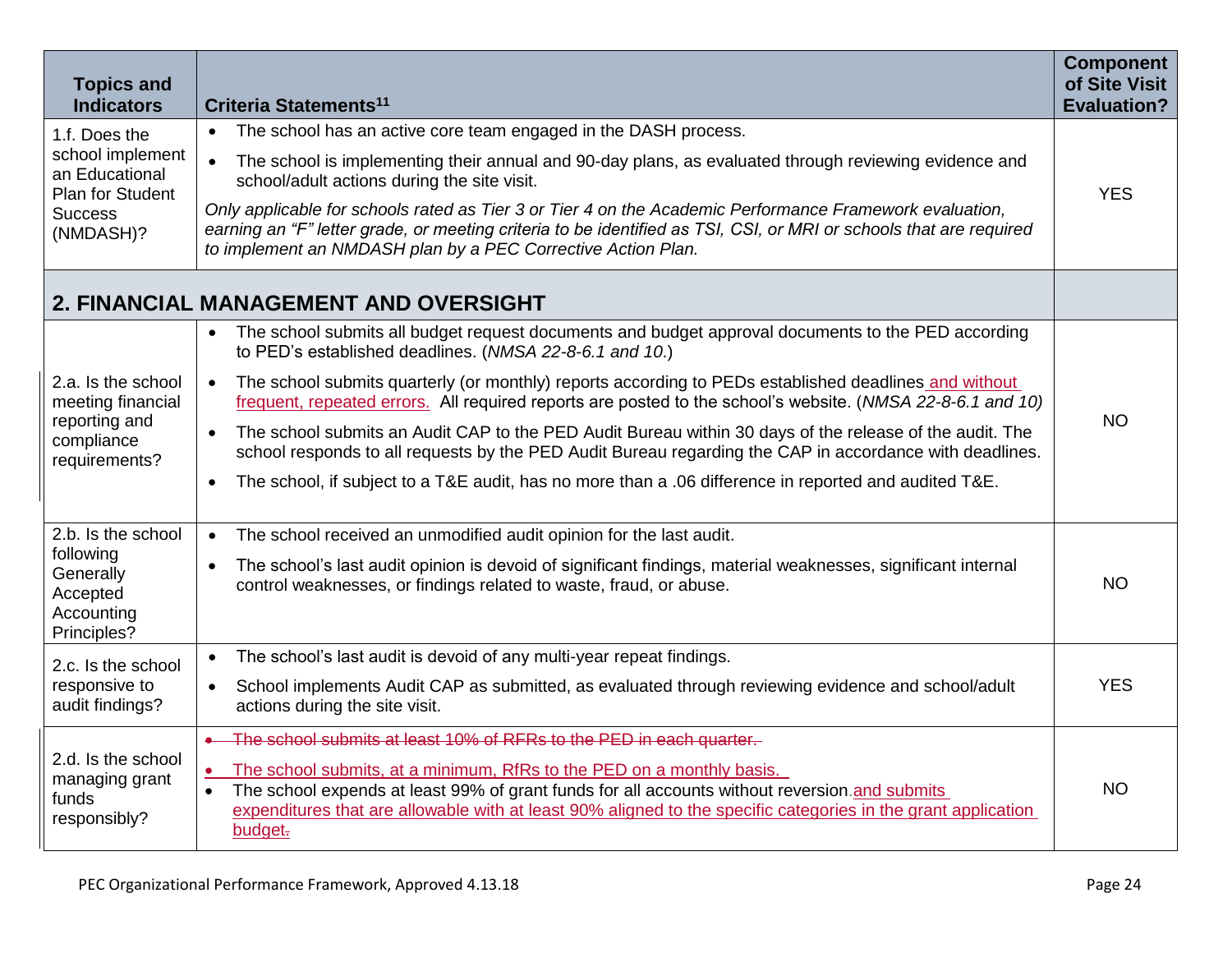| Topics and Indicators | Criteria Statements[11] | Component of Site Visit Evaluation? |
|---|---|---|
| 1.f. Does the school implement an Educational Plan for Student Success (NMDASH)? | • The school has an active core team engaged in the DASH process.<br>• The school is implementing their annual and 90-day plans, as evaluated through reviewing evidence and school/adult actions during the site visit.<br>*Only applicable for schools rated as Tier 3 or Tier 4 on the Academic Performance Framework evaluation, earning an "F" letter grade, or meeting criteria to be identified as TSI, CSI, or MRI or schools that are required to implement an NMDASH plan by a PEC Corrective Action Plan.* | YES |
| **2. FINANCIAL MANAGEMENT AND OVERSIGHT** | | |
| 2.a. Is the school meeting financial reporting and compliance requirements? | • The school submits all budget request documents and budget approval documents to the PED according to PED's established deadlines. (*NMSA 22-8-6.1 and 10.*)<br>• The school submits quarterly (or monthly) reports according to PEDs established deadlines and without frequent, repeated errors. All required reports are posted to the school's website. (*NMSA 22-8-6.1 and 10)*<br>• The school submits an Audit CAP to the PED Audit Bureau within 30 days of the release of the audit. The school responds to all requests by the PED Audit Bureau regarding the CAP in accordance with deadlines.<br>• The school, if subject to a T&E audit, has no more than a .06 difference in reported and audited T&E. | NO |
| 2.b. Is the school following Generally Accepted Accounting Principles? | • The school received an unmodified audit opinion for the last audit.<br>• The school's last audit opinion is devoid of significant findings, material weaknesses, significant internal control weaknesses, or findings related to waste, fraud, or abuse. | NO |
| 2.c. Is the school responsive to audit findings? | • The school's last audit is devoid of any multi-year repeat findings.<br>• School implements Audit CAP as submitted, as evaluated through reviewing evidence and school/adult actions during the site visit. | YES |
| 2.d. Is the school managing grant funds responsibly? | • ~~The school submits at least 10% of RFRs to the PED in each quarter.~~<br>• The school submits, at a minimum, RfRs to the PED on a monthly basis.<br>• The school expends at least 99% of grant funds for all accounts without reversion and submits expenditures that are allowable with at least 90% aligned to the specific categories in the grant application budget. | NO |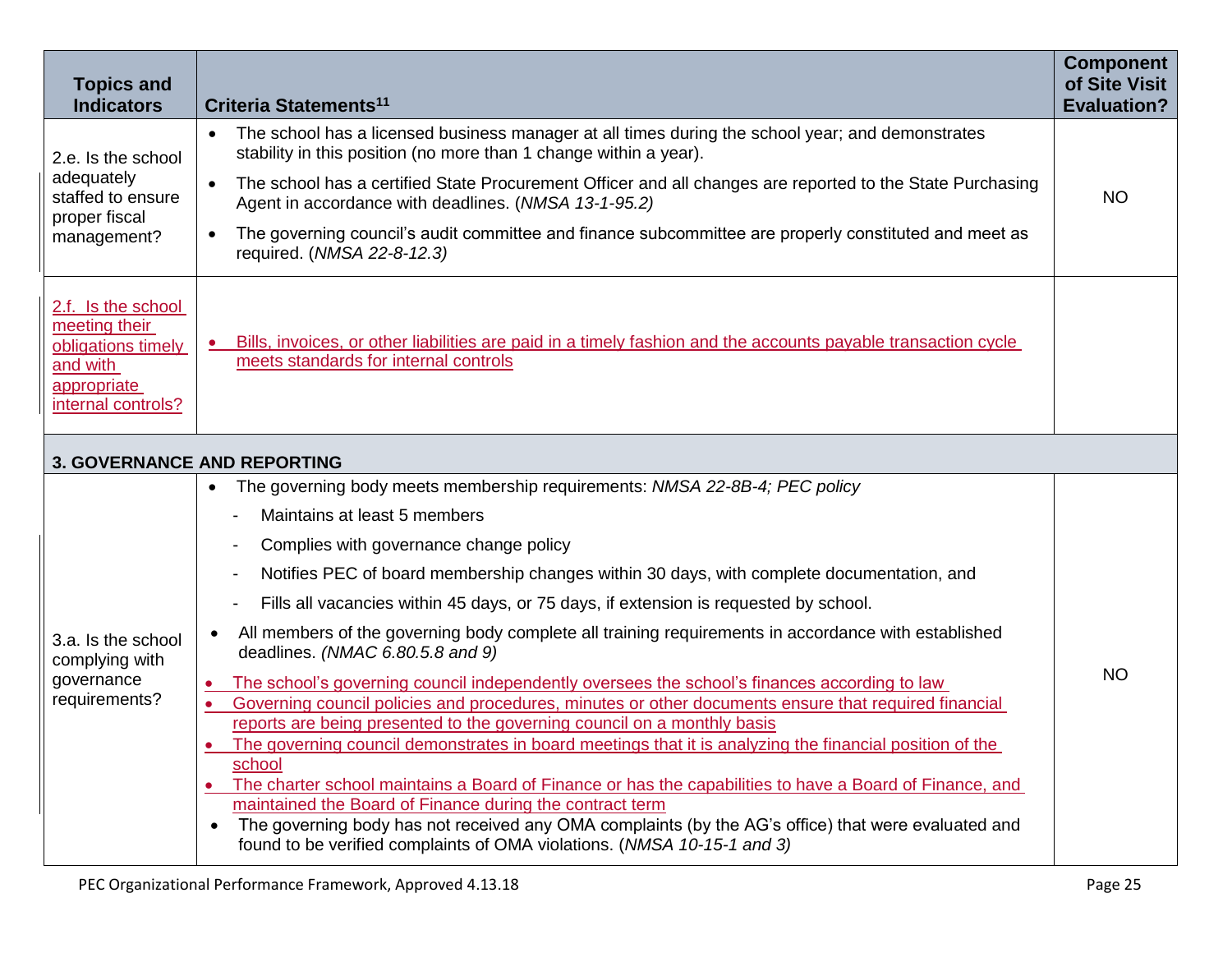| Topics and Indicators | Criteria Statements[11] | Component of Site Visit Evaluation? |
|---|---|---|
| 2.e. Is the school adequately staffed to ensure proper fiscal management? | • The school has a licensed business manager at all times during the school year; and demonstrates stability in this position (no more than 1 change within a year).<br>• The school has a certified State Procurement Officer and all changes are reported to the State Purchasing Agent in accordance with deadlines. (*NMSA 13-1-95.2)*<br>• The governing council's audit committee and finance subcommittee are properly constituted and meet as required. (*NMSA 22-8-12.3)* | NO |
| 2.f. Is the school meeting their obligations timely and with appropriate internal controls? | • Bills, invoices, or other liabilities are paid in a timely fashion and the accounts payable transaction cycle meets standards for internal controls | |
| **3. GOVERNANCE AND REPORTING** | | |
| 3.a. Is the school complying with governance requirements? | • The governing body meets membership requirements: *NMSA 22-8B-4; PEC policy*<br>- Maintains at least 5 members<br>- Complies with governance change policy<br>- Notifies PEC of board membership changes within 30 days, with complete documentation, and<br>- Fills all vacancies within 45 days, or 75 days, if extension is requested by school.<br>• All members of the governing body complete all training requirements in accordance with established deadlines. *(NMAC 6.80.5.8 and 9)*<br>• The school's governing council independently oversees the school's finances according to law<br>• Governing council policies and procedures, minutes or other documents ensure that required financial reports are being presented to the governing council on a monthly basis<br>• The governing council demonstrates in board meetings that it is analyzing the financial position of the school<br>• The charter school maintains a Board of Finance or has the capabilities to have a Board of Finance, and maintained the Board of Finance during the contract term<br>• The governing body has not received any OMA complaints (by the AG's office) that were evaluated and found to be verified complaints of OMA violations. (*NMSA 10-15-1 and 3)* | NO |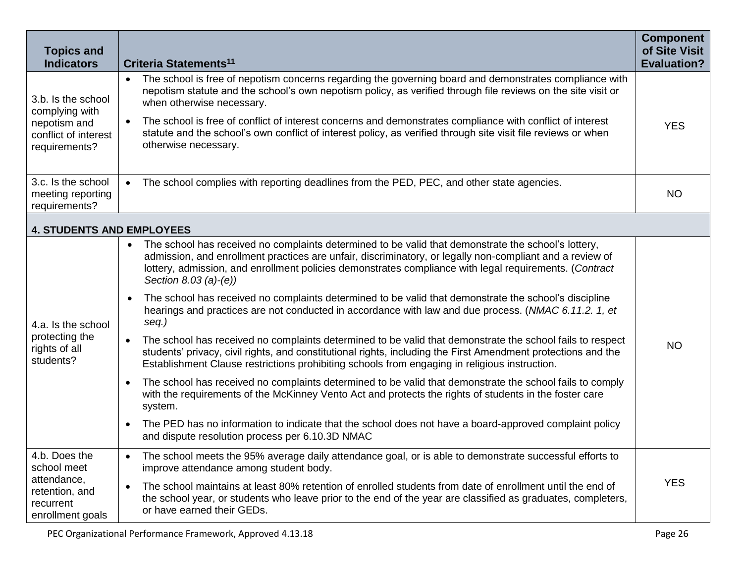| Topics and Indicators | Criteria Statements[11] | Component of Site Visit Evaluation? |
|---|---|---|
| 3.b. Is the school complying with nepotism and conflict of interest requirements? | • The school is free of nepotism concerns regarding the governing board and demonstrates compliance with nepotism statute and the school's own nepotism policy, as verified through file reviews on the site visit or when otherwise necessary.<br>• The school is free of conflict of interest concerns and demonstrates compliance with conflict of interest statute and the school's own conflict of interest policy, as verified through site visit file reviews or when otherwise necessary. | YES |
| 3.c. Is the school meeting reporting requirements? | • The school complies with reporting deadlines from the PED, PEC, and other state agencies. | NO |
| **4. STUDENTS AND EMPLOYEES** | | |
| 4.a. Is the school protecting the rights of all students? | • The school has received no complaints determined to be valid that demonstrate the school's lottery, admission, and enrollment practices are unfair, discriminatory, or legally non-compliant and a review of lottery, admission, and enrollment policies demonstrates compliance with legal requirements. (*Contract Section 8.03 (a)-(e))*<br>• The school has received no complaints determined to be valid that demonstrate the school's discipline hearings and practices are not conducted in accordance with law and due process. (*NMAC 6.11.2. 1, et seq.)*<br>• The school has received no complaints determined to be valid that demonstrate the school fails to respect students' privacy, civil rights, and constitutional rights, including the First Amendment protections and the Establishment Clause restrictions prohibiting schools from engaging in religious instruction.<br>• The school has received no complaints determined to be valid that demonstrate the school fails to comply with the requirements of the McKinney Vento Act and protects the rights of students in the foster care system.<br>• The PED has no information to indicate that the school does not have a board-approved complaint policy and dispute resolution process per 6.10.3D NMAC | NO |
| 4.b. Does the school meet attendance, retention, and recurrent enrollment goals | • The school meets the 95% average daily attendance goal, or is able to demonstrate successful efforts to improve attendance among student body.<br>• The school maintains at least 80% retention of enrolled students from date of enrollment until the end of the school year, or students who leave prior to the end of the year are classified as graduates, completers, or have earned their GEDs. | YES |